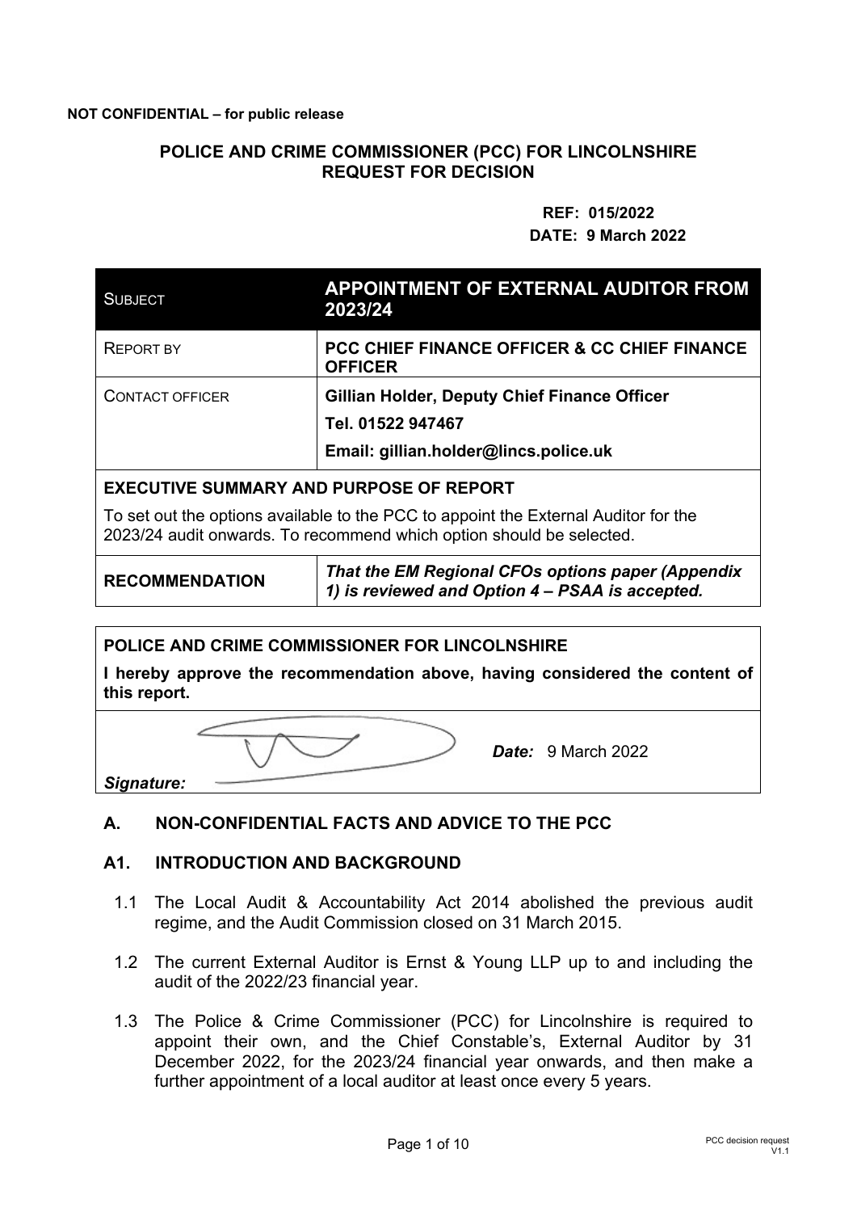**NOT CONFIDENTIAL – for public release**

**POLICE AND CRIME COMMISSIONER (PCC) FOR LINCOLNSHIRE**
**REQUEST FOR DECISION**

**REF: 015/2022**
**DATE: 9 March 2022**

| SUBJECT | **APPOINTMENT OF EXTERNAL AUDITOR FROM 2023/24** |
|---|---|
| REPORT BY | **PCC CHIEF FINANCE OFFICER & CC CHIEF FINANCE OFFICER** |
| CONTACT OFFICER | **Gillian Holder, Deputy Chief Finance Officer**<br>**Tel. 01522 947467**<br>**Email: gillian.holder@lincs.police.uk** |

**EXECUTIVE SUMMARY AND PURPOSE OF REPORT**

To set out the options available to the PCC to appoint the External Auditor for the 2023/24 audit onwards. To recommend which option should be selected.

| **RECOMMENDATION** | ***That the EM Regional CFOs options paper (Appendix 1) is reviewed and Option 4 – PSAA is accepted.*** |
|---|---|

**POLICE AND CRIME COMMISSIONER FOR LINCOLNSHIRE**

**I hereby approve the recommendation above, having considered the content of this report.**

***Signature:*** ***Date:*** 9 March 2022

## A. NON-CONFIDENTIAL FACTS AND ADVICE TO THE PCC

### A1. INTRODUCTION AND BACKGROUND

1.1 The Local Audit & Accountability Act 2014 abolished the previous audit regime, and the Audit Commission closed on 31 March 2015.

1.2 The current External Auditor is Ernst & Young LLP up to and including the audit of the 2022/23 financial year.

1.3 The Police & Crime Commissioner (PCC) for Lincolnshire is required to appoint their own, and the Chief Constable's, External Auditor by 31 December 2022, for the 2023/24 financial year onwards, and then make a further appointment of a local auditor at least once every 5 years.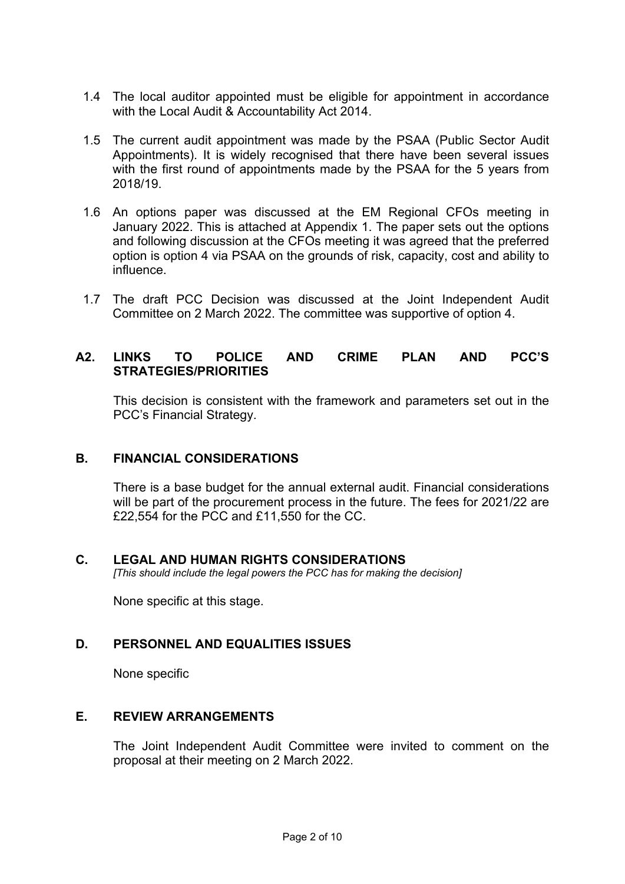1.4 The local auditor appointed must be eligible for appointment in accordance with the Local Audit & Accountability Act 2014.

1.5 The current audit appointment was made by the PSAA (Public Sector Audit Appointments). It is widely recognised that there have been several issues with the first round of appointments made by the PSAA for the 5 years from 2018/19.

1.6 An options paper was discussed at the EM Regional CFOs meeting in January 2022. This is attached at Appendix 1. The paper sets out the options and following discussion at the CFOs meeting it was agreed that the preferred option is option 4 via PSAA on the grounds of risk, capacity, cost and ability to influence.

1.7 The draft PCC Decision was discussed at the Joint Independent Audit Committee on 2 March 2022. The committee was supportive of option 4.

## A2. LINKS TO POLICE AND CRIME PLAN AND PCC'S STRATEGIES/PRIORITIES

This decision is consistent with the framework and parameters set out in the PCC's Financial Strategy.

## B. FINANCIAL CONSIDERATIONS

There is a base budget for the annual external audit. Financial considerations will be part of the procurement process in the future. The fees for 2021/22 are £22,554 for the PCC and £11,550 for the CC.

## C. LEGAL AND HUMAN RIGHTS CONSIDERATIONS

*[This should include the legal powers the PCC has for making the decision]*

None specific at this stage.

## D. PERSONNEL AND EQUALITIES ISSUES

None specific

## E. REVIEW ARRANGEMENTS

The Joint Independent Audit Committee were invited to comment on the proposal at their meeting on 2 March 2022.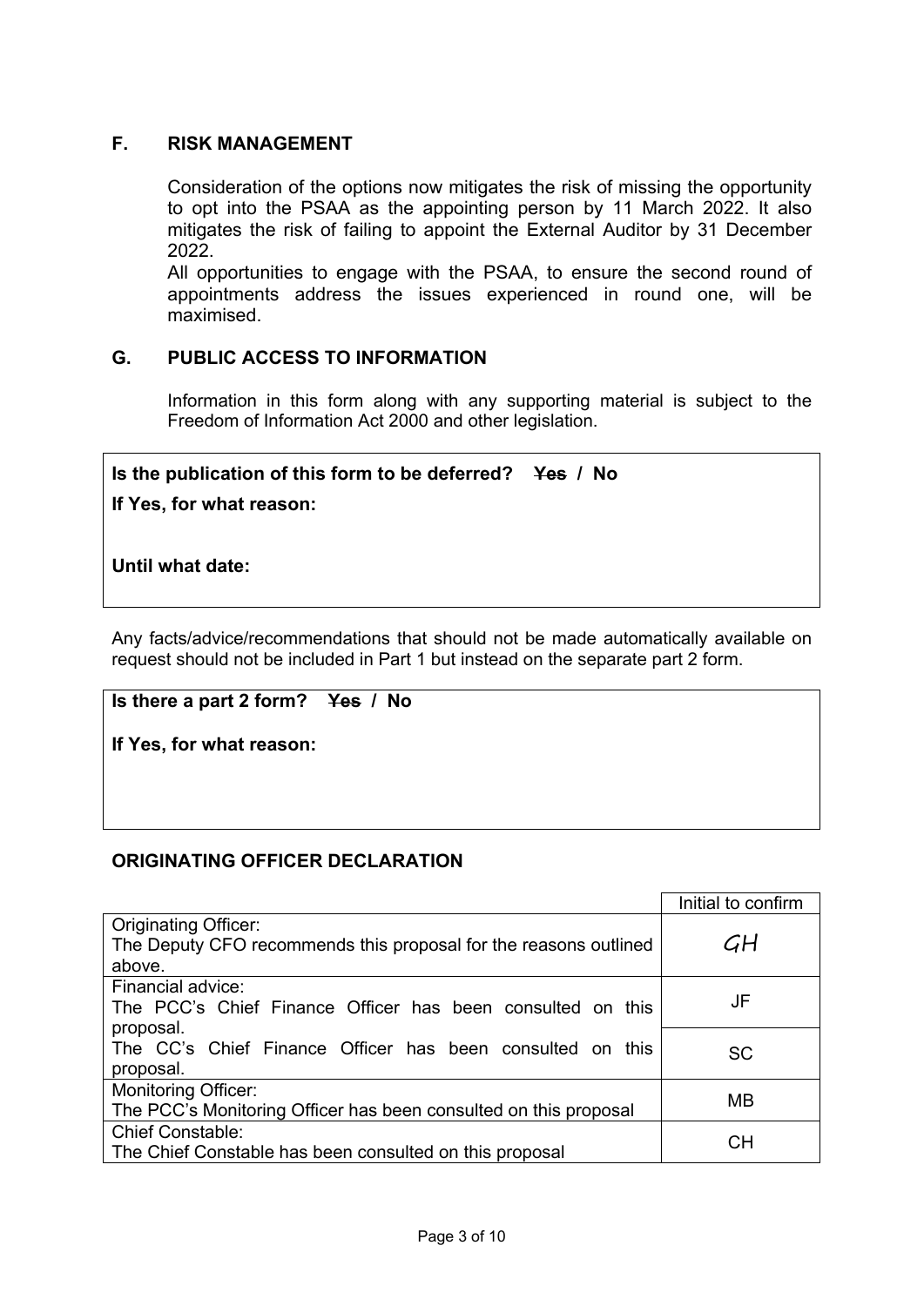## F. RISK MANAGEMENT

Consideration of the options now mitigates the risk of missing the opportunity to opt into the PSAA as the appointing person by 11 March 2022. It also mitigates the risk of failing to appoint the External Auditor by 31 December 2022.

All opportunities to engage with the PSAA, to ensure the second round of appointments address the issues experienced in round one, will be maximised.

## G. PUBLIC ACCESS TO INFORMATION

Information in this form along with any supporting material is subject to the Freedom of Information Act 2000 and other legislation.

**Is the publication of this form to be deferred?** ~~**Yes**~~ **/ No**

**If Yes, for what reason:**

**Until what date:**

Any facts/advice/recommendations that should not be made automatically available on request should not be included in Part 1 but instead on the separate part 2 form.

**Is there a part 2 form?** ~~**Yes**~~ **/ No**

**If Yes, for what reason:**

## ORIGINATING OFFICER DECLARATION

| | Initial to confirm |
|---|---|
| Originating Officer:<br>The Deputy CFO recommends this proposal for the reasons outlined above. | GH |
| Financial advice:<br>The PCC's Chief Finance Officer has been consulted on this proposal. | JF |
| The CC's Chief Finance Officer has been consulted on this proposal. | SC |
| Monitoring Officer:<br>The PCC's Monitoring Officer has been consulted on this proposal | MB |
| Chief Constable:<br>The Chief Constable has been consulted on this proposal | CH |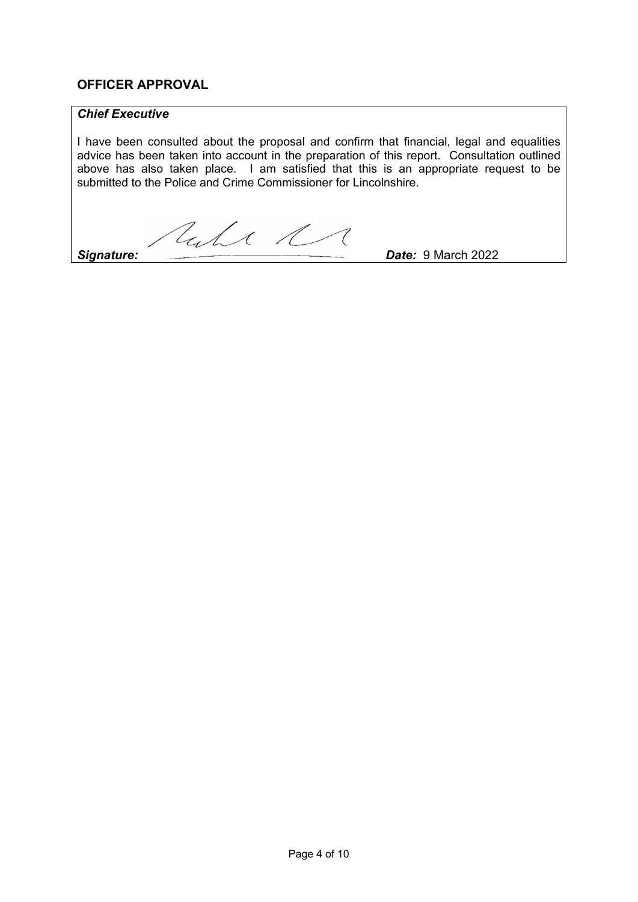## OFFICER APPROVAL

| *Chief Executive* |
|---|
| I have been consulted about the proposal and confirm that financial, legal and equalities advice has been taken into account in the preparation of this report. Consultation outlined above has also taken place. I am satisfied that this is an appropriate request to be submitted to the Police and Crime Commissioner for Lincolnshire. |
| ***Signature:*** ***Date:*** 9 March 2022 |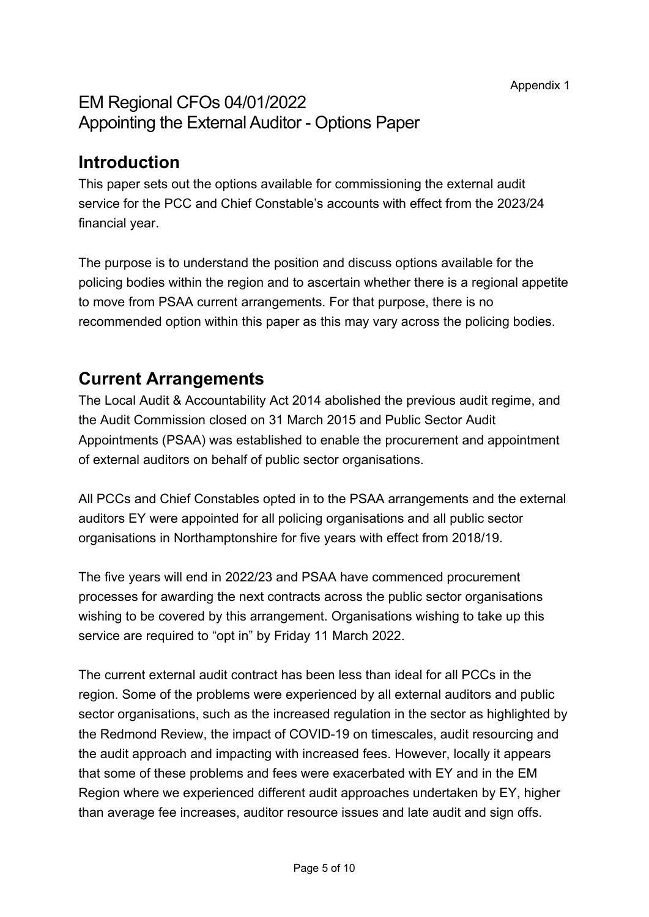Appendix 1

# EM Regional CFOs 04/01/2022
# Appointing the External Auditor - Options Paper

## Introduction

This paper sets out the options available for commissioning the external audit service for the PCC and Chief Constable's accounts with effect from the 2023/24 financial year.

The purpose is to understand the position and discuss options available for the policing bodies within the region and to ascertain whether there is a regional appetite to move from PSAA current arrangements. For that purpose, there is no recommended option within this paper as this may vary across the policing bodies.

## Current Arrangements

The Local Audit & Accountability Act 2014 abolished the previous audit regime, and the Audit Commission closed on 31 March 2015 and Public Sector Audit Appointments (PSAA) was established to enable the procurement and appointment of external auditors on behalf of public sector organisations.

All PCCs and Chief Constables opted in to the PSAA arrangements and the external auditors EY were appointed for all policing organisations and all public sector organisations in Northamptonshire for five years with effect from 2018/19.

The five years will end in 2022/23 and PSAA have commenced procurement processes for awarding the next contracts across the public sector organisations wishing to be covered by this arrangement. Organisations wishing to take up this service are required to "opt in" by Friday 11 March 2022.

The current external audit contract has been less than ideal for all PCCs in the region. Some of the problems were experienced by all external auditors and public sector organisations, such as the increased regulation in the sector as highlighted by the Redmond Review, the impact of COVID-19 on timescales, audit resourcing and the audit approach and impacting with increased fees. However, locally it appears that some of these problems and fees were exacerbated with EY and in the EM Region where we experienced different audit approaches undertaken by EY, higher than average fee increases, auditor resource issues and late audit and sign offs.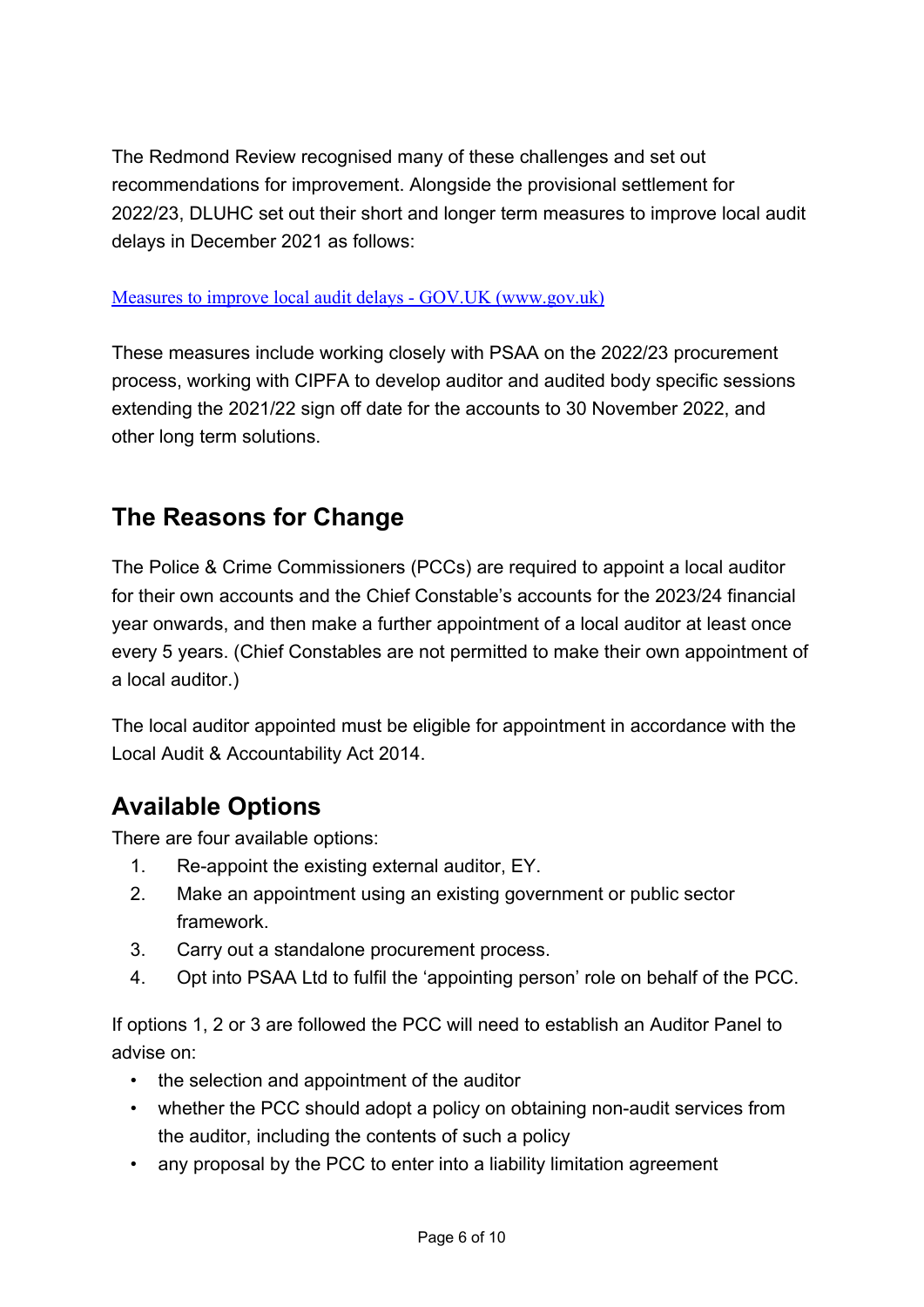The Redmond Review recognised many of these challenges and set out recommendations for improvement. Alongside the provisional settlement for 2022/23, DLUHC set out their short and longer term measures to improve local audit delays in December 2021 as follows:

[Measures to improve local audit delays - GOV.UK (www.gov.uk)]

These measures include working closely with PSAA on the 2022/23 procurement process, working with CIPFA to develop auditor and audited body specific sessions extending the 2021/22 sign off date for the accounts to 30 November 2022, and other long term solutions.

## The Reasons for Change

The Police & Crime Commissioners (PCCs) are required to appoint a local auditor for their own accounts and the Chief Constable's accounts for the 2023/24 financial year onwards, and then make a further appointment of a local auditor at least once every 5 years. (Chief Constables are not permitted to make their own appointment of a local auditor.)

The local auditor appointed must be eligible for appointment in accordance with the Local Audit & Accountability Act 2014.

## Available Options

There are four available options:

1. Re-appoint the existing external auditor, EY.
2. Make an appointment using an existing government or public sector framework.
3. Carry out a standalone procurement process.
4. Opt into PSAA Ltd to fulfil the 'appointing person' role on behalf of the PCC.

If options 1, 2 or 3 are followed the PCC will need to establish an Auditor Panel to advise on:

- the selection and appointment of the auditor
- whether the PCC should adopt a policy on obtaining non-audit services from the auditor, including the contents of such a policy
- any proposal by the PCC to enter into a liability limitation agreement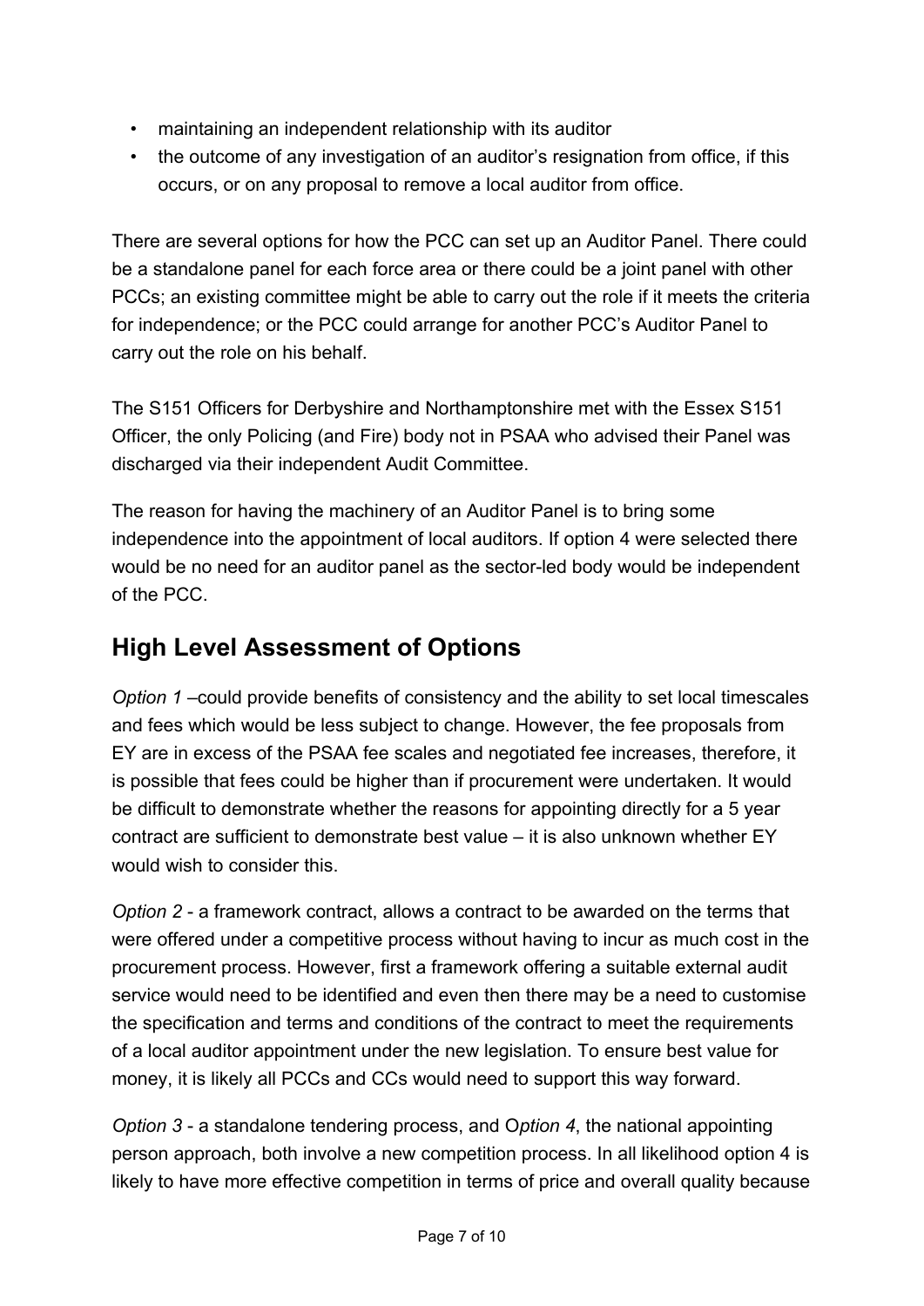- maintaining an independent relationship with its auditor
- the outcome of any investigation of an auditor's resignation from office, if this occurs, or on any proposal to remove a local auditor from office.

There are several options for how the PCC can set up an Auditor Panel. There could be a standalone panel for each force area or there could be a joint panel with other PCCs; an existing committee might be able to carry out the role if it meets the criteria for independence; or the PCC could arrange for another PCC's Auditor Panel to carry out the role on his behalf.

The S151 Officers for Derbyshire and Northamptonshire met with the Essex S151 Officer, the only Policing (and Fire) body not in PSAA who advised their Panel was discharged via their independent Audit Committee.

The reason for having the machinery of an Auditor Panel is to bring some independence into the appointment of local auditors. If option 4 were selected there would be no need for an auditor panel as the sector-led body would be independent of the PCC.

## High Level Assessment of Options

*Option 1* –could provide benefits of consistency and the ability to set local timescales and fees which would be less subject to change. However, the fee proposals from EY are in excess of the PSAA fee scales and negotiated fee increases, therefore, it is possible that fees could be higher than if procurement were undertaken. It would be difficult to demonstrate whether the reasons for appointing directly for a 5 year contract are sufficient to demonstrate best value – it is also unknown whether EY would wish to consider this.

*Option 2* - a framework contract, allows a contract to be awarded on the terms that were offered under a competitive process without having to incur as much cost in the procurement process. However, first a framework offering a suitable external audit service would need to be identified and even then there may be a need to customise the specification and terms and conditions of the contract to meet the requirements of a local auditor appointment under the new legislation. To ensure best value for money, it is likely all PCCs and CCs would need to support this way forward.

*Option 3* - a standalone tendering process, and O*ption 4*, the national appointing person approach, both involve a new competition process. In all likelihood option 4 is likely to have more effective competition in terms of price and overall quality because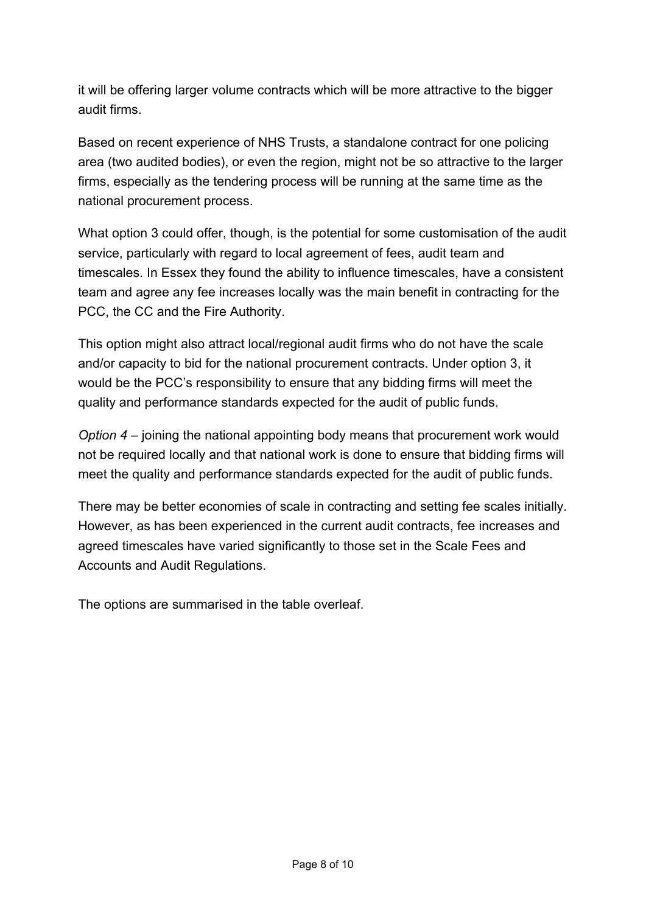it will be offering larger volume contracts which will be more attractive to the bigger audit firms.

Based on recent experience of NHS Trusts, a standalone contract for one policing area (two audited bodies), or even the region, might not be so attractive to the larger firms, especially as the tendering process will be running at the same time as the national procurement process.

What option 3 could offer, though, is the potential for some customisation of the audit service, particularly with regard to local agreement of fees, audit team and timescales. In Essex they found the ability to influence timescales, have a consistent team and agree any fee increases locally was the main benefit in contracting for the PCC, the CC and the Fire Authority.

This option might also attract local/regional audit firms who do not have the scale and/or capacity to bid for the national procurement contracts. Under option 3, it would be the PCC's responsibility to ensure that any bidding firms will meet the quality and performance standards expected for the audit of public funds.

*Option 4* – joining the national appointing body means that procurement work would not be required locally and that national work is done to ensure that bidding firms will meet the quality and performance standards expected for the audit of public funds.

There may be better economies of scale in contracting and setting fee scales initially. However, as has been experienced in the current audit contracts, fee increases and agreed timescales have varied significantly to those set in the Scale Fees and Accounts and Audit Regulations.

The options are summarised in the table overleaf.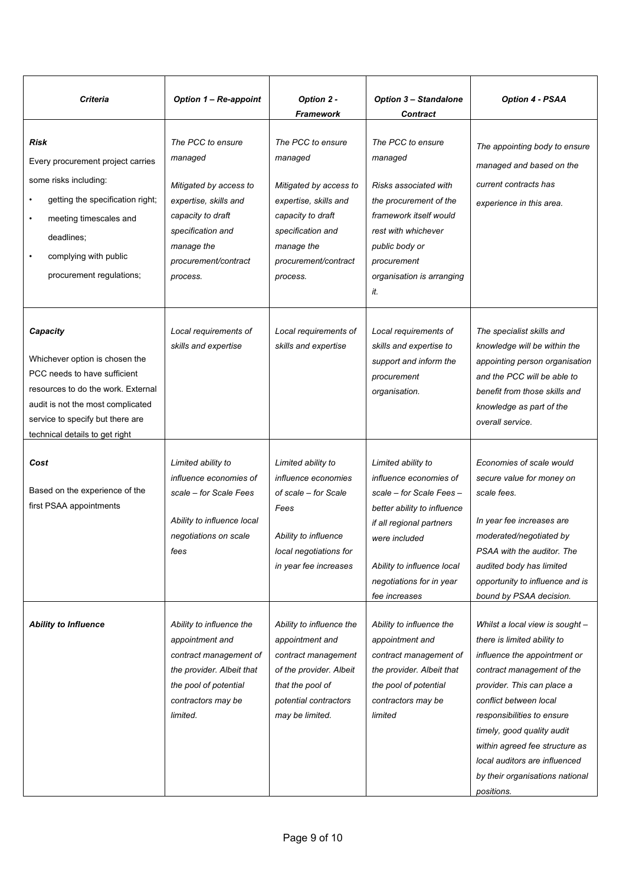| *Criteria* | *Option 1 – Re-appoint* | *Option 2 - Framework* | *Option 3 – Standalone Contract* | *Option 4 - PSAA* |
|---|---|---|---|---|
| ***Risk***<br>Every procurement project carries some risks including:<br>• getting the specification right;<br>• meeting timescales and deadlines;<br>• complying with public procurement regulations; | *The PCC to ensure managed*<br><br>*Mitigated by access to expertise, skills and capacity to draft specification and manage the procurement/contract process.* | *The PCC to ensure managed*<br><br>*Mitigated by access to expertise, skills and capacity to draft specification and manage the procurement/contract process.* | *The PCC to ensure managed*<br><br>*Risks associated with the procurement of the framework itself would rest with whichever public body or procurement organisation is arranging it.* | *The appointing body to ensure managed and based on the current contracts has experience in this area.* |
| ***Capacity***<br><br>Whichever option is chosen the PCC needs to have sufficient resources to do the work. External audit is not the most complicated service to specify but there are technical details to get right | *Local requirements of skills and expertise* | *Local requirements of skills and expertise* | *Local requirements of skills and expertise to support and inform the procurement organisation.* | *The specialist skills and knowledge will be within the appointing person organisation and the PCC will be able to benefit from those skills and knowledge as part of the overall service.* |
| ***Cost***<br><br>Based on the experience of the first PSAA appointments | *Limited ability to influence economies of scale – for Scale Fees*<br><br>*Ability to influence local negotiations on scale fees* | *Limited ability to influence economies of scale – for Scale Fees*<br><br>*Ability to influence local negotiations for in year fee increases* | *Limited ability to influence economies of scale – for Scale Fees – better ability to influence if all regional partners were included*<br><br>*Ability to influence local negotiations for in year fee increases* | *Economies of scale would secure value for money on scale fees.*<br><br>*In year fee increases are moderated/negotiated by PSAA with the auditor. The audited body has limited opportunity to influence and is bound by PSAA decision.* |
| ***Ability to Influence*** | *Ability to influence the appointment and contract management of the provider. Albeit that the pool of potential contractors may be limited.* | *Ability to influence the appointment and contract management of the provider. Albeit that the pool of potential contractors may be limited.* | *Ability to influence the appointment and contract management of the provider. Albeit that the pool of potential contractors may be limited* | *Whilst a local view is sought – there is limited ability to influence the appointment or contract management of the provider. This can place a conflict between local responsibilities to ensure timely, good quality audit within agreed fee structure as local auditors are influenced by their organisations national positions.* |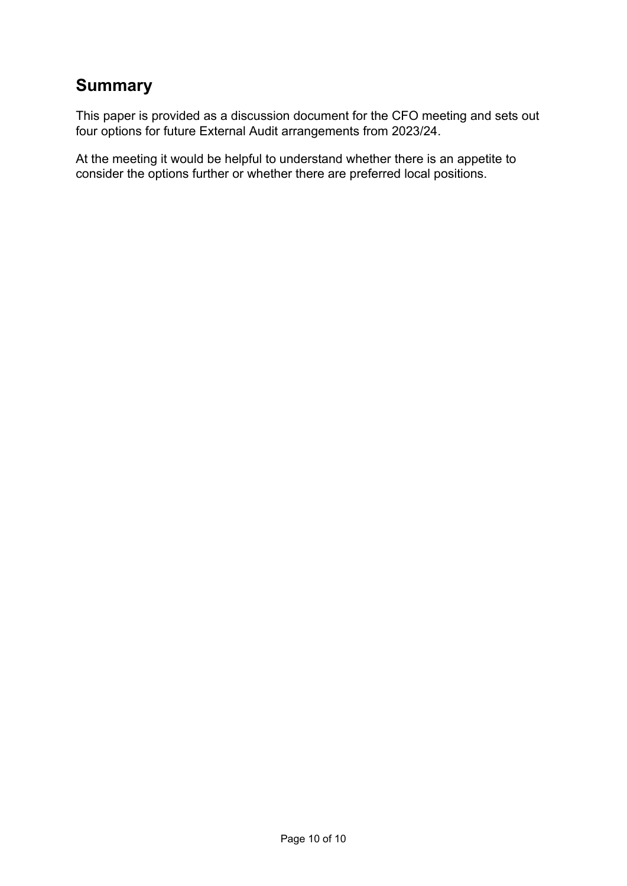## Summary

This paper is provided as a discussion document for the CFO meeting and sets out four options for future External Audit arrangements from 2023/24.

At the meeting it would be helpful to understand whether there is an appetite to consider the options further or whether there are preferred local positions.